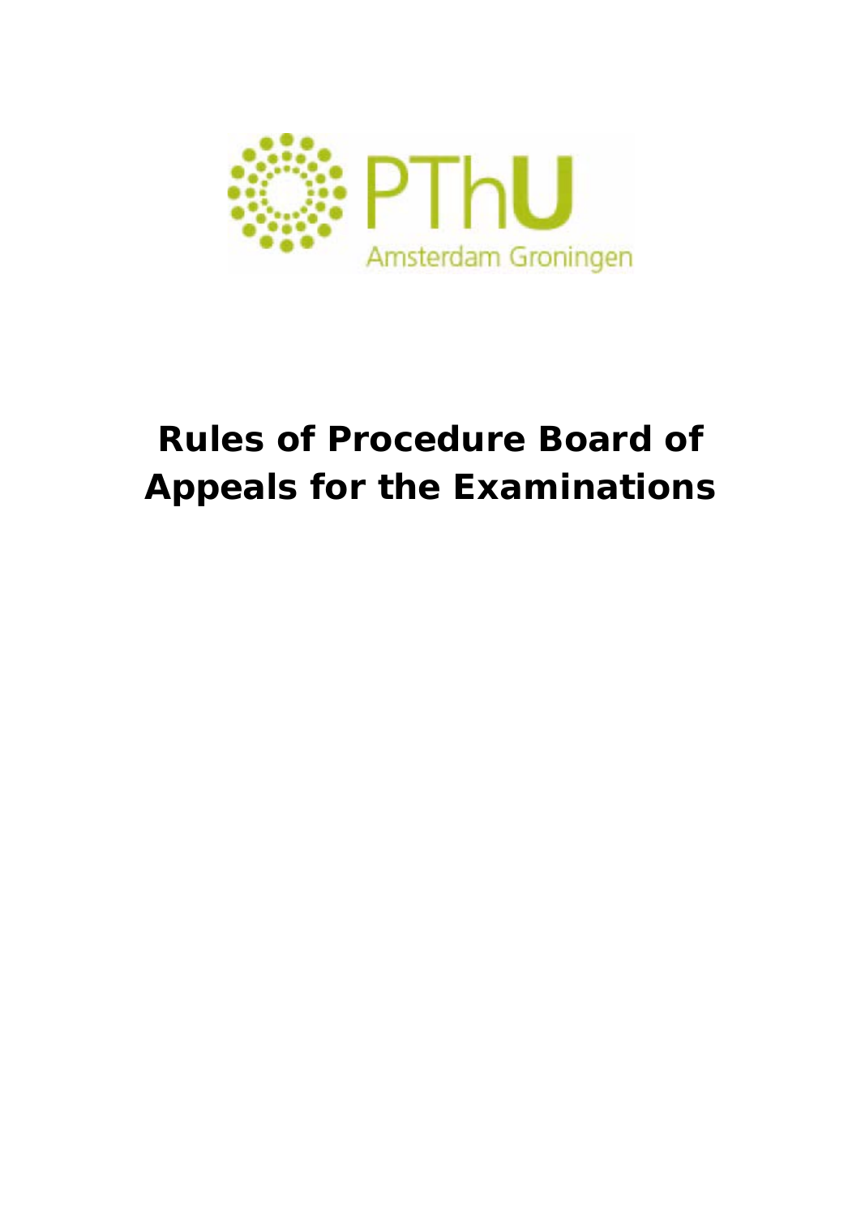PThU

Amsterdam Groningen

# Rules of Procedure Board of Appeals for the Examinations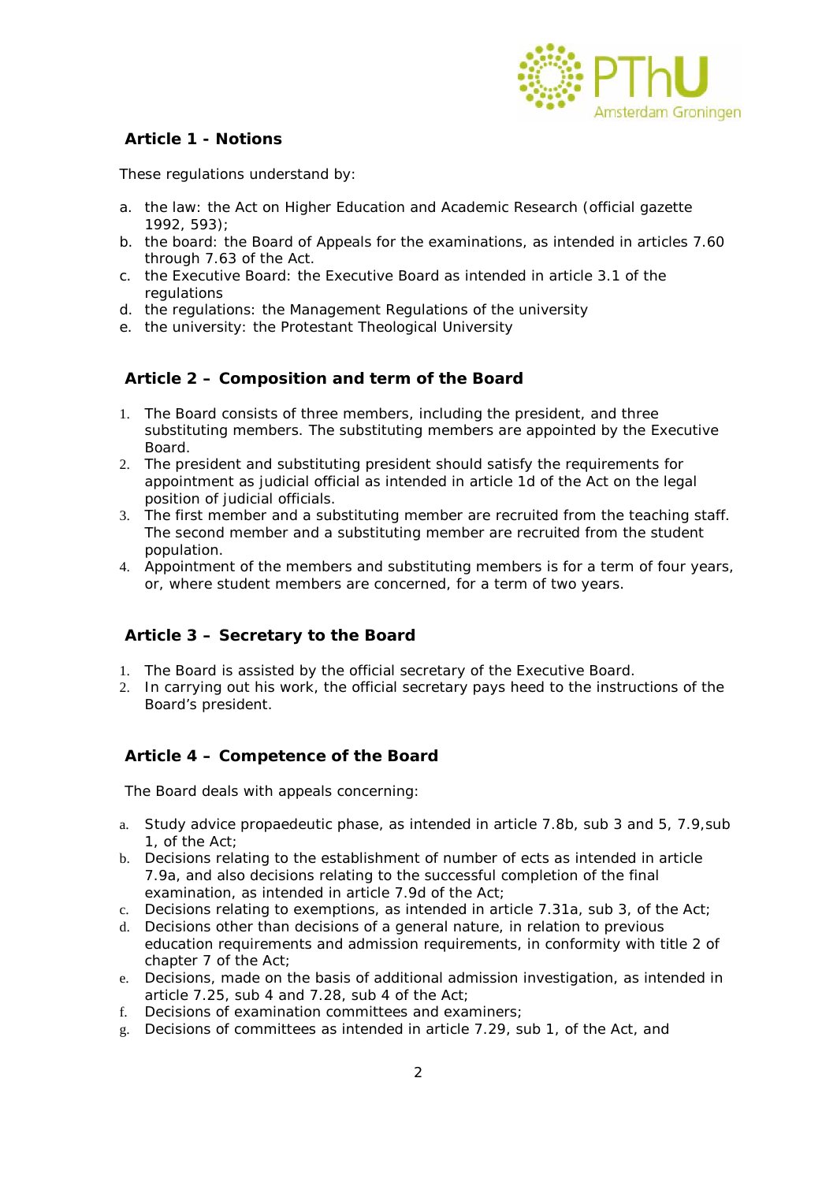## Article 1 - Notions

These regulations understand by:

a. the law: the Act on Higher Education and Academic Research (official gazette 1992, 593);
b. the board: the Board of Appeals for the examinations, as intended in articles 7.60 through 7.63 of the Act.
c. the Executive Board: the Executive Board as intended in article 3.1 of the regulations
d. the regulations: the Management Regulations of the university
e. the university: the Protestant Theological University

## Article 2 – Composition and term of the Board

1. The Board consists of three members, including the president, and three substituting members. The substituting members are appointed by the Executive Board.
2. The president and substituting president should satisfy the requirements for appointment as judicial official as intended in article 1d of the Act on the legal position of judicial officials.
3. The first member and a substituting member are recruited from the teaching staff. The second member and a substituting member are recruited from the student population.
4. Appointment of the members and substituting members is for a term of four years, or, where student members are concerned, for a term of two years.

## Article 3 – Secretary to the Board

1. The Board is assisted by the official secretary of the Executive Board.
2. In carrying out his work, the official secretary pays heed to the instructions of the Board's president.

## Article 4 – Competence of the Board

The Board deals with appeals concerning:

a. Study advice propaedeutic phase, as intended in article 7.8b, sub 3 and 5, 7.9,sub 1, of the Act;
b. Decisions relating to the establishment of number of ects as intended in article 7.9a, and also decisions relating to the successful completion of the final examination, as intended in article 7.9d of the Act;
c. Decisions relating to exemptions, as intended in article 7.31a, sub 3, of the Act;
d. Decisions other than decisions of a general nature, in relation to previous education requirements and admission requirements, in conformity with title 2 of chapter 7 of the Act;
e. Decisions, made on the basis of additional admission investigation, as intended in article 7.25, sub 4 and 7.28, sub 4 of the Act;
f. Decisions of examination committees and examiners;
g. Decisions of committees as intended in article 7.29, sub 1, of the Act, and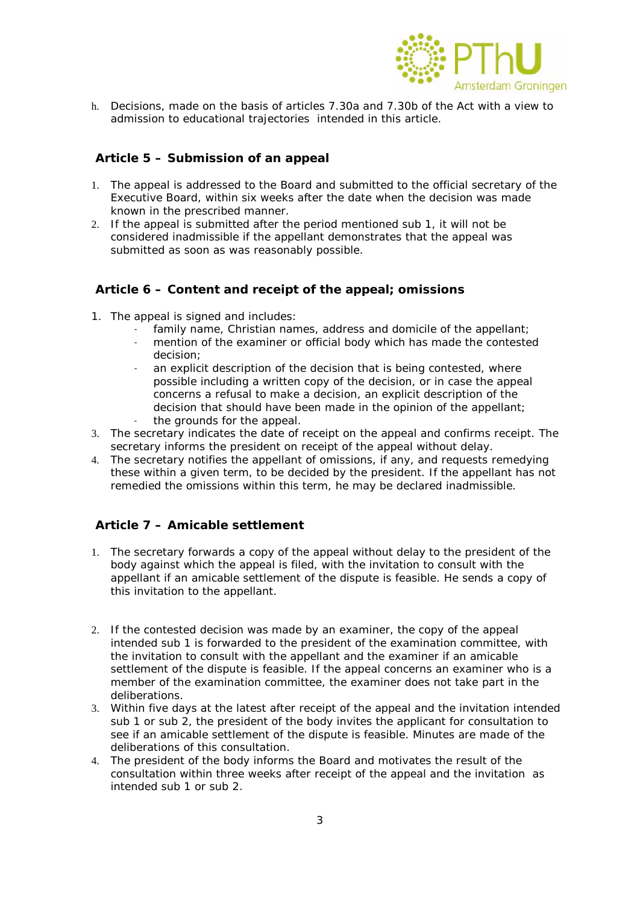h. Decisions, made on the basis of articles 7.30a and 7.30b of the Act with a view to admission to educational trajectories intended in this article.

## Article 5 – Submission of an appeal

1. The appeal is addressed to the Board and submitted to the official secretary of the Executive Board, within six weeks after the date when the decision was made known in the prescribed manner.
2. If the appeal is submitted after the period mentioned sub 1, it will not be considered inadmissible if the appellant demonstrates that the appeal was submitted as soon as was reasonably possible.

## Article 6 – Content and receipt of the appeal; omissions

1. The appeal is signed and includes:
   - family name, Christian names, address and domicile of the appellant;
   - mention of the examiner or official body which has made the contested decision;
   - an explicit description of the decision that is being contested, where possible including a written copy of the decision, or in case the appeal concerns a refusal to make a decision, an explicit description of the decision that should have been made in the opinion of the appellant;
   - the grounds for the appeal.
3. The secretary indicates the date of receipt on the appeal and confirms receipt. The secretary informs the president on receipt of the appeal without delay.
4. The secretary notifies the appellant of omissions, if any, and requests remedying these within a given term, to be decided by the president. If the appellant has not remedied the omissions within this term, he may be declared inadmissible.

## Article 7 – Amicable settlement

1. The secretary forwards a copy of the appeal without delay to the president of the body against which the appeal is filed, with the invitation to consult with the appellant if an amicable settlement of the dispute is feasible. He sends a copy of this invitation to the appellant.
2. If the contested decision was made by an examiner, the copy of the appeal intended sub 1 is forwarded to the president of the examination committee, with the invitation to consult with the appellant and the examiner if an amicable settlement of the dispute is feasible. If the appeal concerns an examiner who is a member of the examination committee, the examiner does not take part in the deliberations.
3. Within five days at the latest after receipt of the appeal and the invitation intended sub 1 or sub 2, the president of the body invites the applicant for consultation to see if an amicable settlement of the dispute is feasible. Minutes are made of the deliberations of this consultation.
4. The president of the body informs the Board and motivates the result of the consultation within three weeks after receipt of the appeal and the invitation as intended sub 1 or sub 2.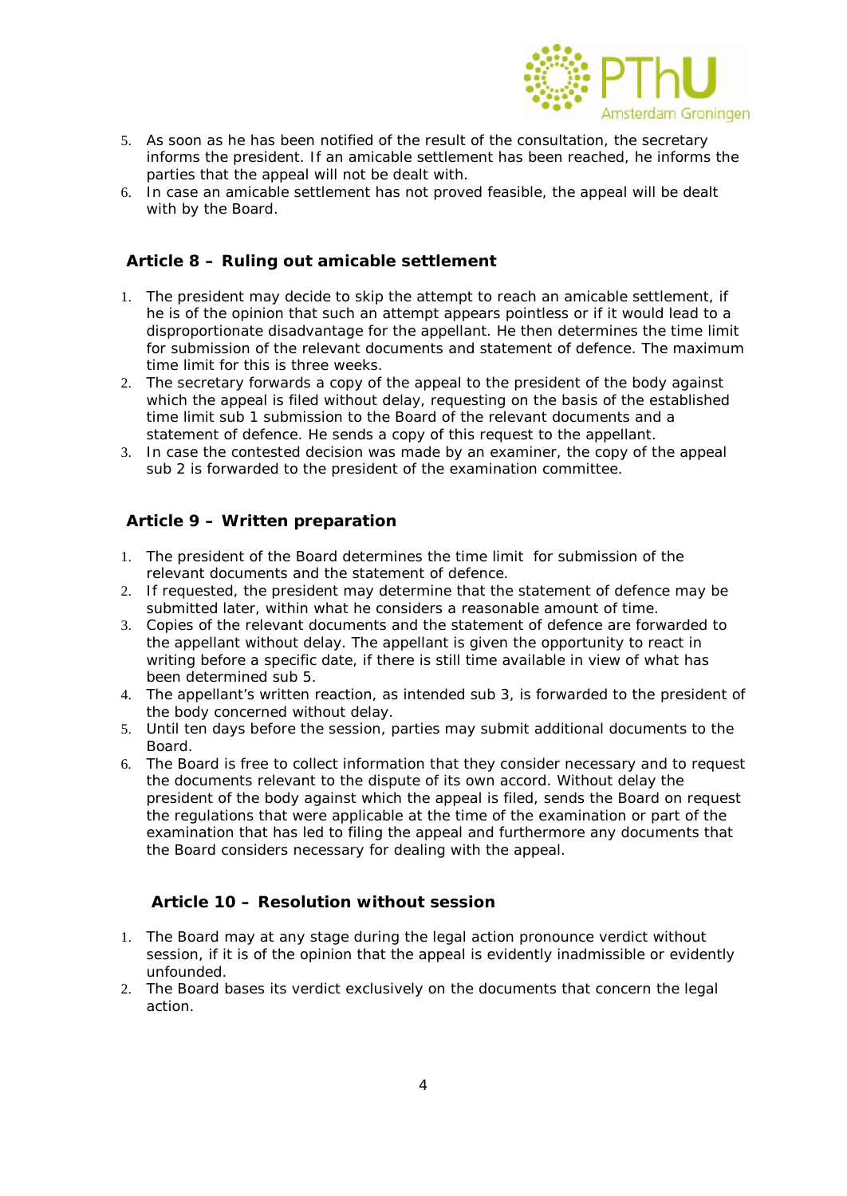5. As soon as he has been notified of the result of the consultation, the secretary informs the president. If an amicable settlement has been reached, he informs the parties that the appeal will not be dealt with.
6. In case an amicable settlement has not proved feasible, the appeal will be dealt with by the Board.

## Article 8 – Ruling out amicable settlement

1. The president may decide to skip the attempt to reach an amicable settlement, if he is of the opinion that such an attempt appears pointless or if it would lead to a disproportionate disadvantage for the appellant. He then determines the time limit for submission of the relevant documents and statement of defence. The maximum time limit for this is three weeks.
2. The secretary forwards a copy of the appeal to the president of the body against which the appeal is filed without delay, requesting on the basis of the established time limit sub 1 submission to the Board of the relevant documents and a statement of defence. He sends a copy of this request to the appellant.
3. In case the contested decision was made by an examiner, the copy of the appeal sub 2 is forwarded to the president of the examination committee.

## Article 9 – Written preparation

1. The president of the Board determines the time limit for submission of the relevant documents and the statement of defence.
2. If requested, the president may determine that the statement of defence may be submitted later, within what he considers a reasonable amount of time.
3. Copies of the relevant documents and the statement of defence are forwarded to the appellant without delay. The appellant is given the opportunity to react in writing before a specific date, if there is still time available in view of what has been determined sub 5.
4. The appellant's written reaction, as intended sub 3, is forwarded to the president of the body concerned without delay.
5. Until ten days before the session, parties may submit additional documents to the Board.
6. The Board is free to collect information that they consider necessary and to request the documents relevant to the dispute of its own accord. Without delay the president of the body against which the appeal is filed, sends the Board on request the regulations that were applicable at the time of the examination or part of the examination that has led to filing the appeal and furthermore any documents that the Board considers necessary for dealing with the appeal.

## Article 10 – Resolution without session

1. The Board may at any stage during the legal action pronounce verdict without session, if it is of the opinion that the appeal is evidently inadmissible or evidently unfounded.
2. The Board bases its verdict exclusively on the documents that concern the legal action.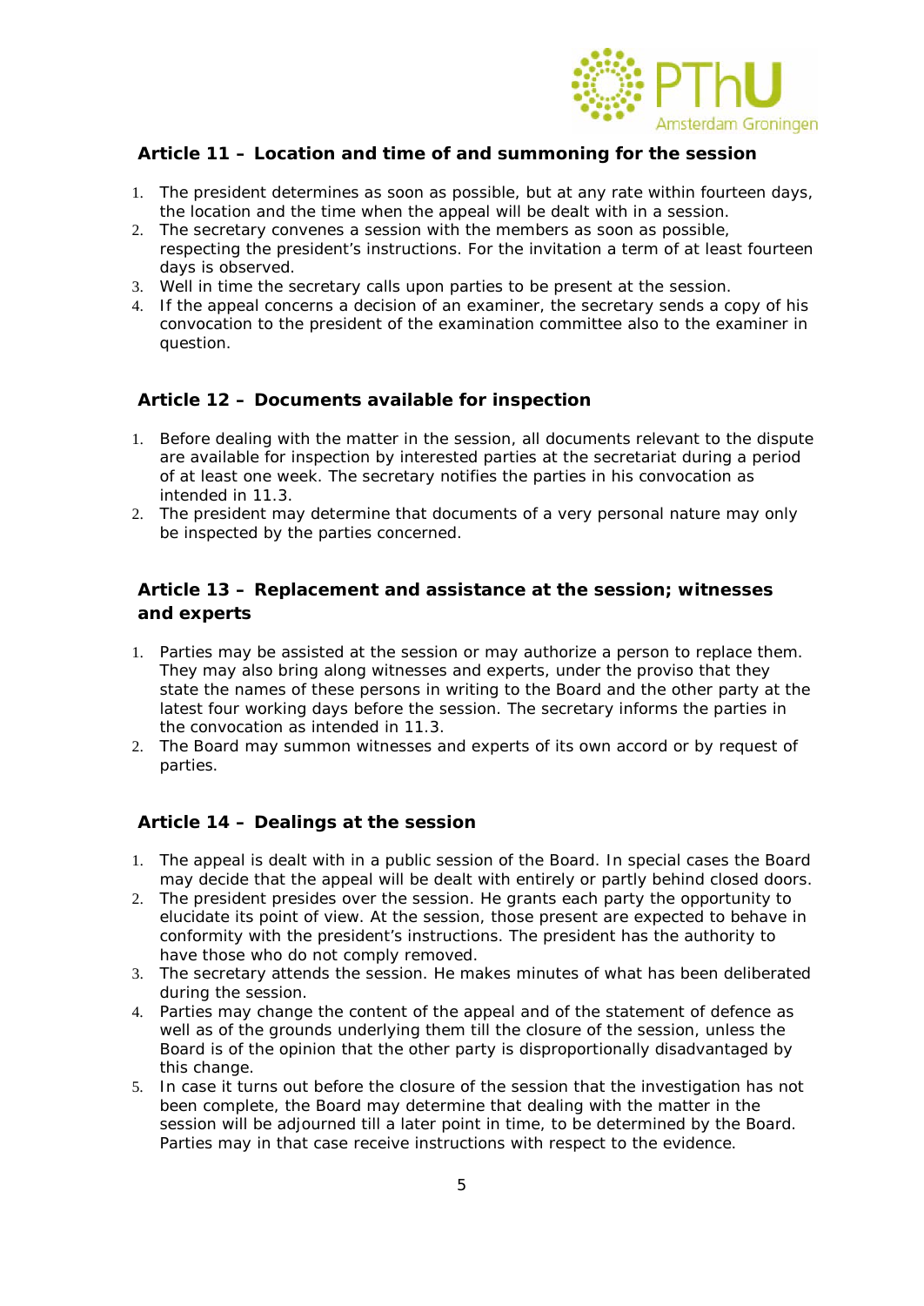## Article 11 – Location and time of and summoning for the session

1. The president determines as soon as possible, but at any rate within fourteen days, the location and the time when the appeal will be dealt with in a session.
2. The secretary convenes a session with the members as soon as possible, respecting the president's instructions. For the invitation a term of at least fourteen days is observed.
3. Well in time the secretary calls upon parties to be present at the session.
4. If the appeal concerns a decision of an examiner, the secretary sends a copy of his convocation to the president of the examination committee also to the examiner in question.

## Article 12 – Documents available for inspection

1. Before dealing with the matter in the session, all documents relevant to the dispute are available for inspection by interested parties at the secretariat during a period of at least one week. The secretary notifies the parties in his convocation as intended in 11.3.
2. The president may determine that documents of a very personal nature may only be inspected by the parties concerned.

## Article 13 – Replacement and assistance at the session; witnesses and experts

1. Parties may be assisted at the session or may authorize a person to replace them. They may also bring along witnesses and experts, under the proviso that they state the names of these persons in writing to the Board and the other party at the latest four working days before the session. The secretary informs the parties in the convocation as intended in 11.3.
2. The Board may summon witnesses and experts of its own accord or by request of parties.

## Article 14 – Dealings at the session

1. The appeal is dealt with in a public session of the Board. In special cases the Board may decide that the appeal will be dealt with entirely or partly behind closed doors.
2. The president presides over the session. He grants each party the opportunity to elucidate its point of view. At the session, those present are expected to behave in conformity with the president's instructions. The president has the authority to have those who do not comply removed.
3. The secretary attends the session. He makes minutes of what has been deliberated during the session.
4. Parties may change the content of the appeal and of the statement of defence as well as of the grounds underlying them till the closure of the session, unless the Board is of the opinion that the other party is disproportionally disadvantaged by this change.
5. In case it turns out before the closure of the session that the investigation has not been complete, the Board may determine that dealing with the matter in the session will be adjourned till a later point in time, to be determined by the Board. Parties may in that case receive instructions with respect to the evidence.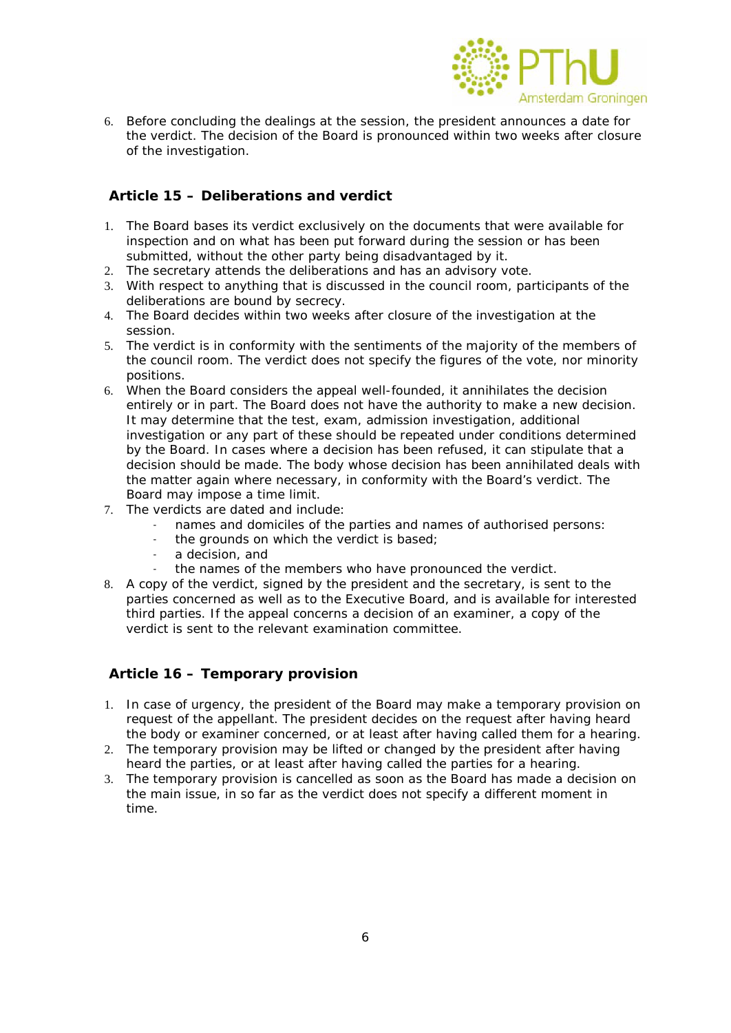6. Before concluding the dealings at the session, the president announces a date for the verdict. The decision of the Board is pronounced within two weeks after closure of the investigation.

### Article 15 – Deliberations and verdict

1. The Board bases its verdict exclusively on the documents that were available for inspection and on what has been put forward during the session or has been submitted, without the other party being disadvantaged by it.
2. The secretary attends the deliberations and has an advisory vote.
3. With respect to anything that is discussed in the council room, participants of the deliberations are bound by secrecy.
4. The Board decides within two weeks after closure of the investigation at the session.
5. The verdict is in conformity with the sentiments of the majority of the members of the council room. The verdict does not specify the figures of the vote, nor minority positions.
6. When the Board considers the appeal well-founded, it annihilates the decision entirely or in part. The Board does not have the authority to make a new decision. It may determine that the test, exam, admission investigation, additional investigation or any part of these should be repeated under conditions determined by the Board. In cases where a decision has been refused, it can stipulate that a decision should be made. The body whose decision has been annihilated deals with the matter again where necessary, in conformity with the Board's verdict. The Board may impose a time limit.
7. The verdicts are dated and include:
   - names and domiciles of the parties and names of authorised persons:
   - the grounds on which the verdict is based;
   - a decision, and
   - the names of the members who have pronounced the verdict.
8. A copy of the verdict, signed by the president and the secretary, is sent to the parties concerned as well as to the Executive Board, and is available for interested third parties. If the appeal concerns a decision of an examiner, a copy of the verdict is sent to the relevant examination committee.

### Article 16 – Temporary provision

1. In case of urgency, the president of the Board may make a temporary provision on request of the appellant. The president decides on the request after having heard the body or examiner concerned, or at least after having called them for a hearing.
2. The temporary provision may be lifted or changed by the president after having heard the parties, or at least after having called the parties for a hearing.
3. The temporary provision is cancelled as soon as the Board has made a decision on the main issue, in so far as the verdict does not specify a different moment in time.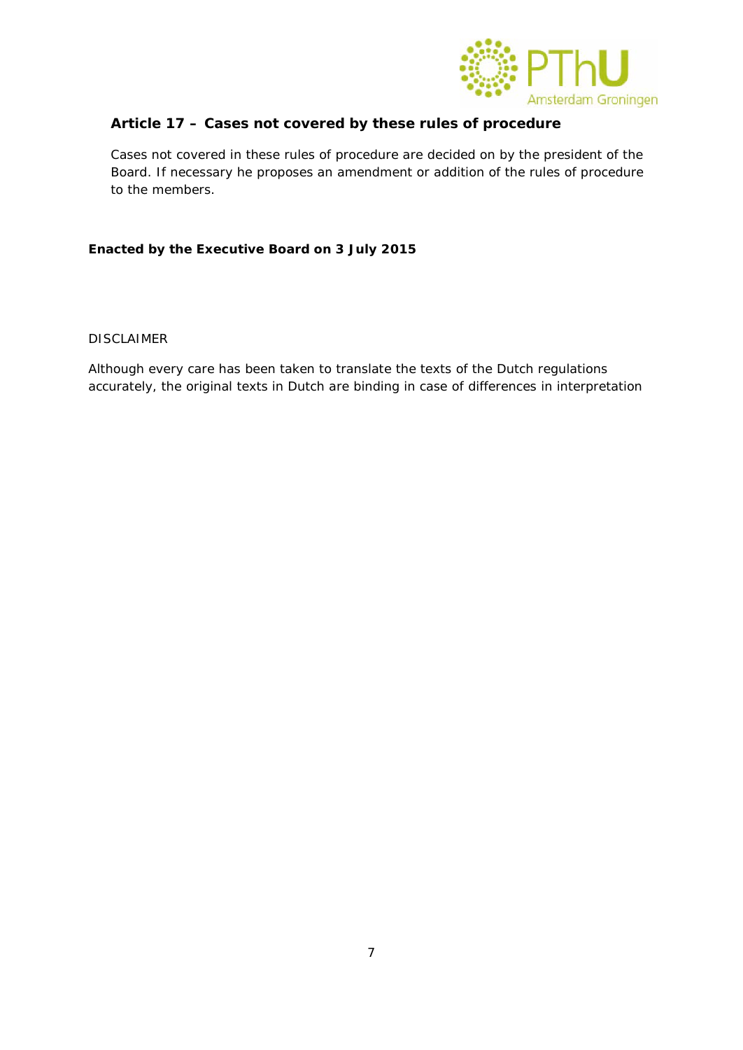### Article 17 – Cases not covered by these rules of procedure

Cases not covered in these rules of procedure are decided on by the president of the Board. If necessary he proposes an amendment or addition of the rules of procedure to the members.

**Enacted by the Executive Board on 3 July 2015**

DISCLAIMER

Although every care has been taken to translate the texts of the Dutch regulations accurately, the original texts in Dutch are binding in case of differences in interpretation